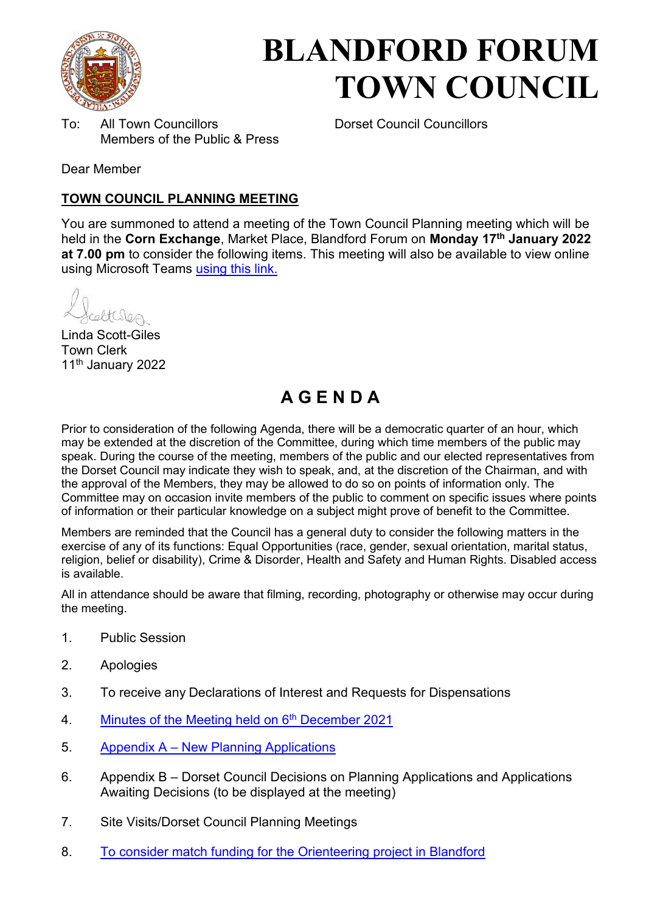# BLANDFORD FORUM TOWN COUNCIL

To: All Town Councillors
Members of the Public & Press

Dorset Council Councillors

Dear Member

**TOWN COUNCIL PLANNING MEETING**

You are summoned to attend a meeting of the Town Council Planning meeting which will be held in the **Corn Exchange**, Market Place, Blandford Forum on **Monday 17th January 2022 at 7.00 pm** to consider the following items. This meeting will also be available to view online using Microsoft Teams using this link.

Linda Scott-Giles
Town Clerk
11th January 2022

## A G E N D A

Prior to consideration of the following Agenda, there will be a democratic quarter of an hour, which may be extended at the discretion of the Committee, during which time members of the public may speak. During the course of the meeting, members of the public and our elected representatives from the Dorset Council may indicate they wish to speak, and, at the discretion of the Chairman, and with the approval of the Members, they may be allowed to do so on points of information only. The Committee may on occasion invite members of the public to comment on specific issues where points of information or their particular knowledge on a subject might prove of benefit to the Committee.

Members are reminded that the Council has a general duty to consider the following matters in the exercise of any of its functions: Equal Opportunities (race, gender, sexual orientation, marital status, religion, belief or disability), Crime & Disorder, Health and Safety and Human Rights. Disabled access is available.

All in attendance should be aware that filming, recording, photography or otherwise may occur during the meeting.

1. Public Session
2. Apologies
3. To receive any Declarations of Interest and Requests for Dispensations
4. Minutes of the Meeting held on 6th December 2021
5. Appendix A – New Planning Applications
6. Appendix B – Dorset Council Decisions on Planning Applications and Applications Awaiting Decisions (to be displayed at the meeting)
7. Site Visits/Dorset Council Planning Meetings
8. To consider match funding for the Orienteering project in Blandford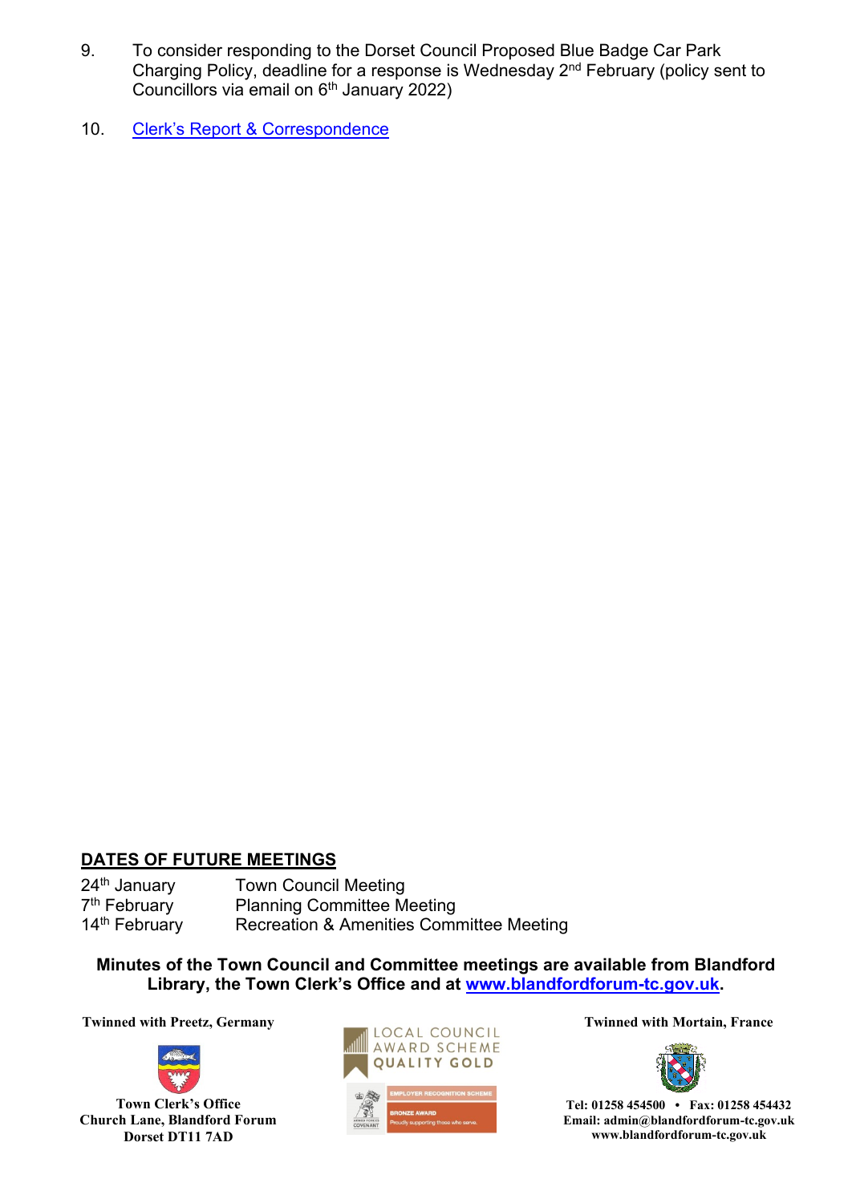9. To consider responding to the Dorset Council Proposed Blue Badge Car Park Charging Policy, deadline for a response is Wednesday 2nd February (policy sent to Councillors via email on 6th January 2022)

10. Clerk's Report & Correspondence

## DATES OF FUTURE MEETINGS

| | |
|---|---|
| 24th January | Town Council Meeting |
| 7th February | Planning Committee Meeting |
| 14th February | Recreation & Amenities Committee Meeting |

**Minutes of the Town Council and Committee meetings are available from Blandford Library, the Town Clerk's Office and at www.blandforderum-tc.gov.uk.**

**Twinned with Preetz, Germany**

**Town Clerk's Office**
**Church Lane, Blandford Forum**
**Dorset DT11 7AD**

LOCAL COUNCIL AWARD SCHEME QUALITY GOLD

EMPLOYER RECOGNITION SCHEME BRONZE AWARD Proudly supporting those who serve.

**Twinned with Mortain, France**

**Tel: 01258 454500 • Fax: 01258 454432**
**Email: admin@blandfordforum-tc.gov.uk**
**www.blandfordforum-tc.gov.uk**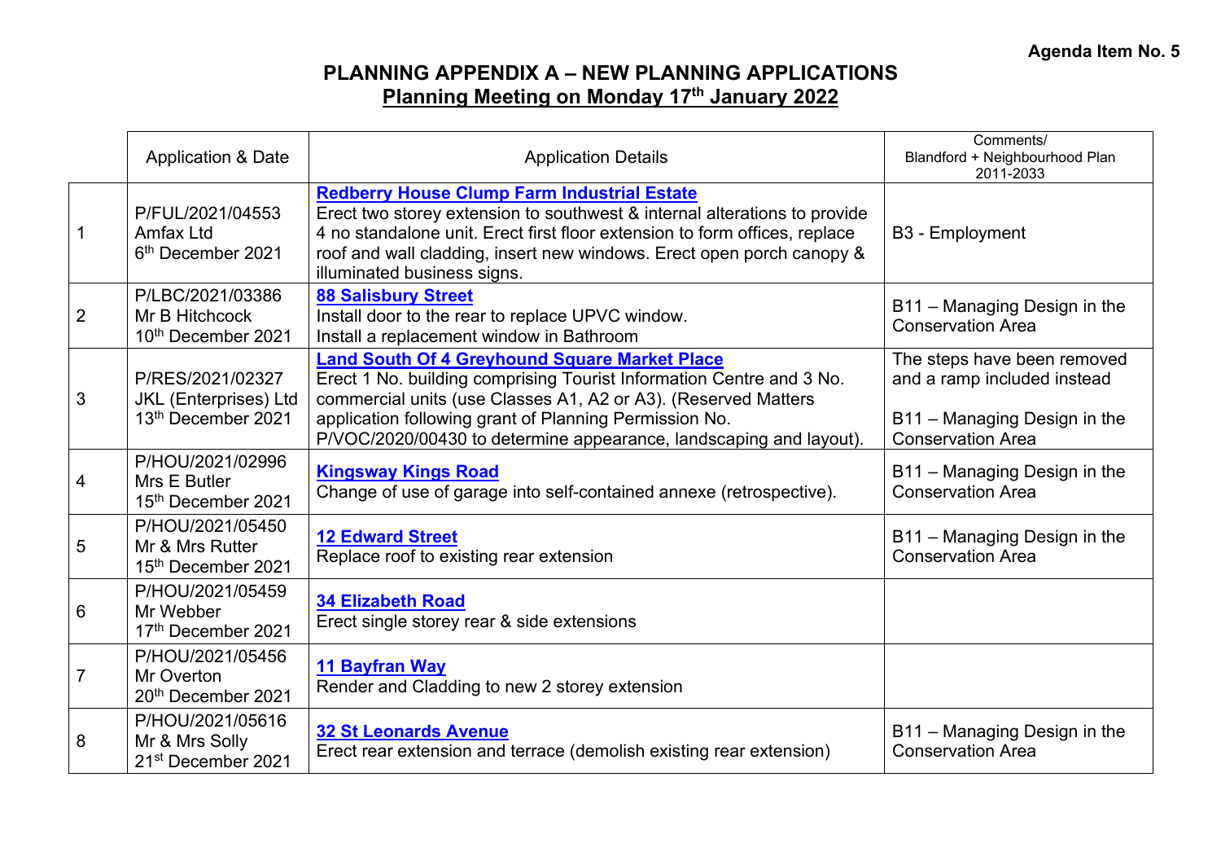**Agenda Item No. 5**

# PLANNING APPENDIX A – NEW PLANNING APPLICATIONS

## Planning Meeting on Monday 17th January 2022

| | Application & Date | Application Details | Comments/ Blandford + Neighbourhood Plan 2011-2033 |
|---|---|---|---|
| 1 | P/FUL/2021/04553 Amfax Ltd 6th December 2021 | **Redberry House Clump Farm Industrial Estate** Erect two storey extension to southwest & internal alterations to provide 4 no standalone unit. Erect first floor extension to form offices, replace roof and wall cladding, insert new windows. Erect open porch canopy & illuminated business signs. | B3 - Employment |
| 2 | P/LBC/2021/03386 Mr B Hitchcock 10th December 2021 | **88 Salisbury Street** Install door to the rear to replace UPVC window. Install a replacement window in Bathroom | B11 – Managing Design in the Conservation Area |
| 3 | P/RES/2021/02327 JKL (Enterprises) Ltd 13th December 2021 | **Land South Of 4 Greyhound Square Market Place** Erect 1 No. building comprising Tourist Information Centre and 3 No. commercial units (use Classes A1, A2 or A3). (Reserved Matters application following grant of Planning Permission No. P/VOC/2020/00430 to determine appearance, landscaping and layout). | The steps have been removed and a ramp included instead<br><br>B11 – Managing Design in the Conservation Area |
| 4 | P/HOU/2021/02996 Mrs E Butler 15th December 2021 | **Kingsway Kings Road** Change of use of garage into self-contained annexe (retrospective). | B11 – Managing Design in the Conservation Area |
| 5 | P/HOU/2021/05450 Mr & Mrs Rutter 15th December 2021 | **12 Edward Street** Replace roof to existing rear extension | B11 – Managing Design in the Conservation Area |
| 6 | P/HOU/2021/05459 Mr Webber 17th December 2021 | **34 Elizabeth Road** Erect single storey rear & side extensions | |
| 7 | P/HOU/2021/05456 Mr Overton 20th December 2021 | **11 Bayfran Way** Render and Cladding to new 2 storey extension | |
| 8 | P/HOU/2021/05616 Mr & Mrs Solly 21st December 2021 | **32 St Leonards Avenue** Erect rear extension and terrace (demolish existing rear extension) | B11 – Managing Design in the Conservation Area |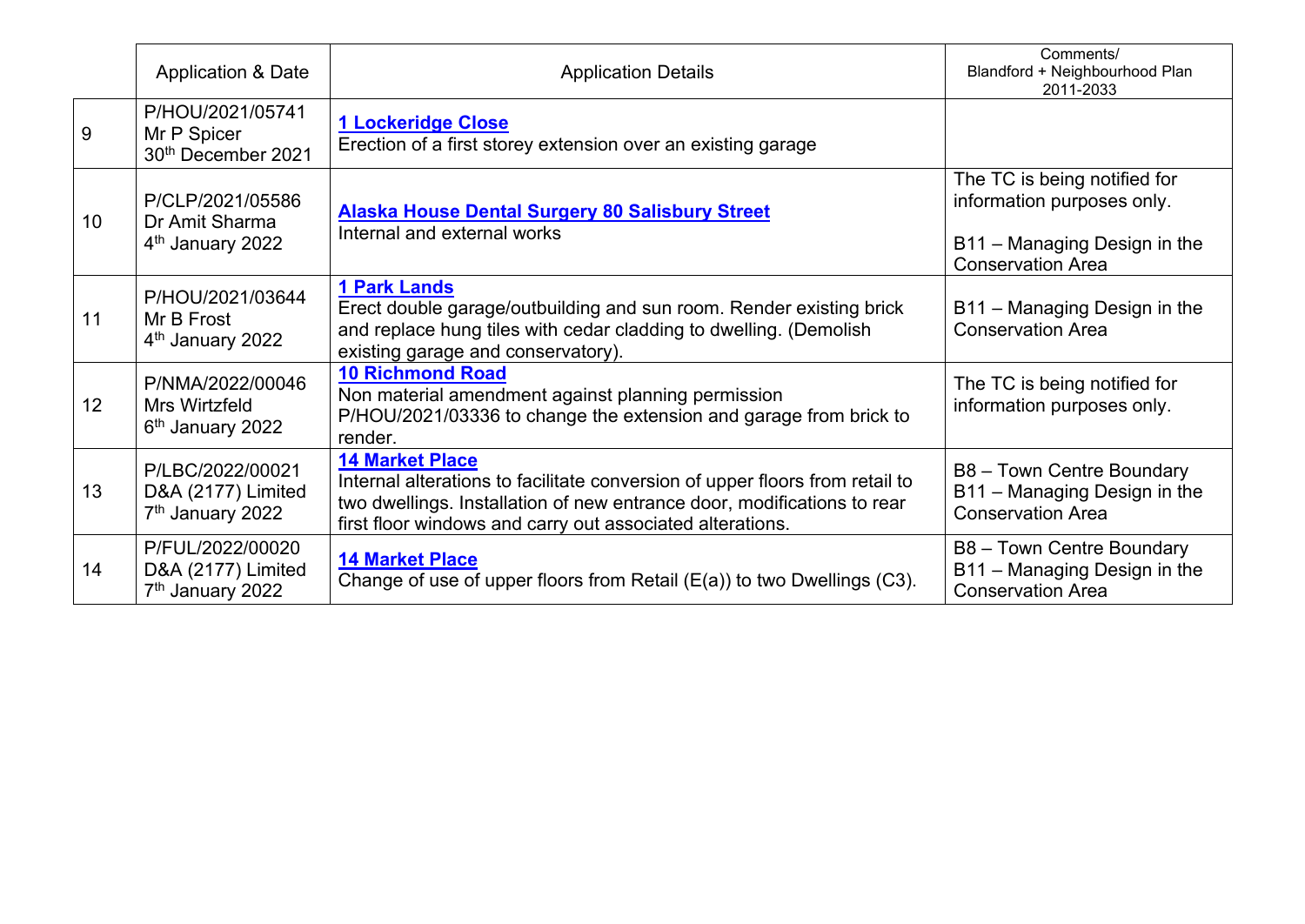| | Application & Date | Application Details | Comments/ Blandford + Neighbourhood Plan 2011-2033 |
|---|---|---|---|
| 9 | P/HOU/2021/05741 Mr P Spicer 30th December 2021 | **1 Lockeridge Close** Erection of a first storey extension over an existing garage | |
| 10 | P/CLP/2021/05586 Dr Amit Sharma 4th January 2022 | **Alaska House Dental Surgery 80 Salisbury Street** Internal and external works | The TC is being notified for information purposes only. B11 – Managing Design in the Conservation Area |
| 11 | P/HOU/2021/03644 Mr B Frost 4th January 2022 | **1 Park Lands** Erect double garage/outbuilding and sun room. Render existing brick and replace hung tiles with cedar cladding to dwelling. (Demolish existing garage and conservatory). | B11 – Managing Design in the Conservation Area |
| 12 | P/NMA/2022/00046 Mrs Wirtzfeld 6th January 2022 | **10 Richmond Road** Non material amendment against planning permission P/HOU/2021/03336 to change the extension and garage from brick to render. | The TC is being notified for information purposes only. |
| 13 | P/LBC/2022/00021 D&A (2177) Limited 7th January 2022 | **14 Market Place** Internal alterations to facilitate conversion of upper floors from retail to two dwellings. Installation of new entrance door, modifications to rear first floor windows and carry out associated alterations. | B8 – Town Centre Boundary B11 – Managing Design in the Conservation Area |
| 14 | P/FUL/2022/00020 D&A (2177) Limited 7th January 2022 | **14 Market Place** Change of use of upper floors from Retail (E(a)) to two Dwellings (C3). | B8 – Town Centre Boundary B11 – Managing Design in the Conservation Area |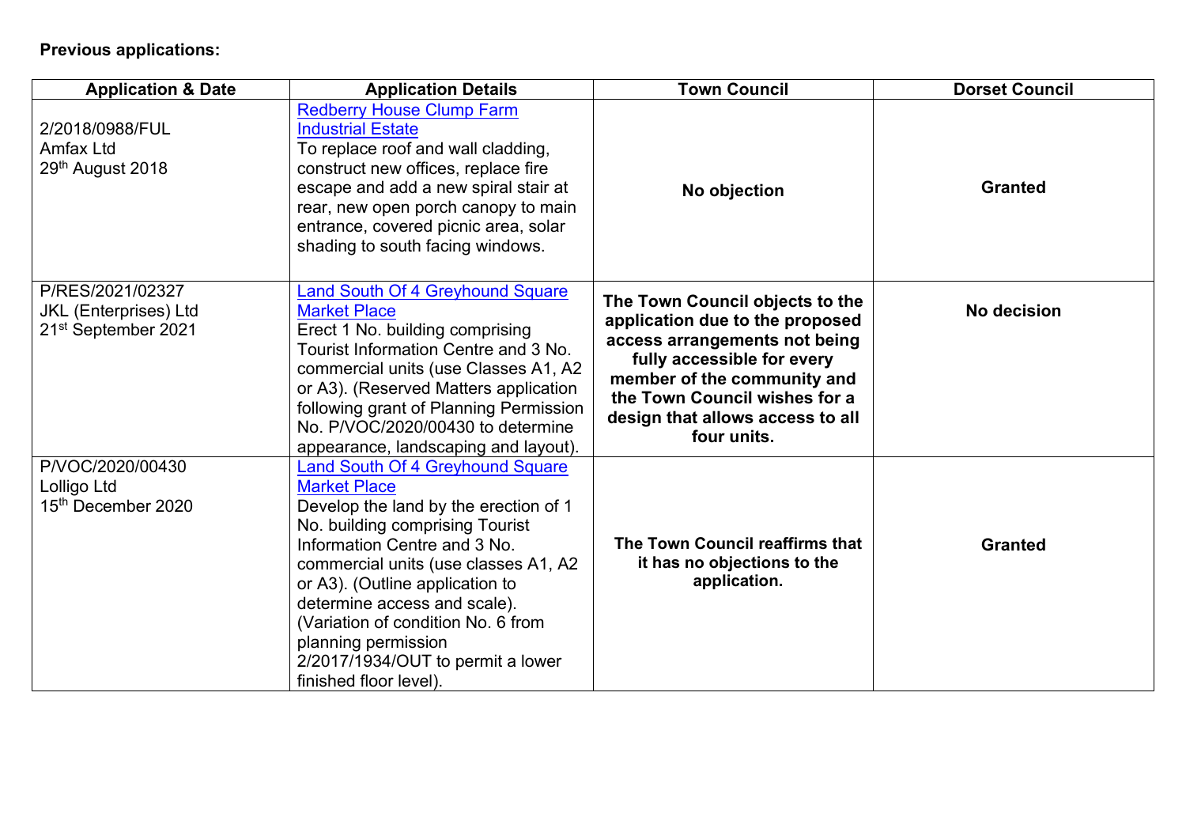**Previous applications:**

| Application & Date | Application Details | Town Council | Dorset Council |
|---|---|---|---|
| 2/2018/0988/FUL<br>Amfax Ltd<br>29th August 2018 | Redberry House Clump Farm Industrial Estate<br>To replace roof and wall cladding, construct new offices, replace fire escape and add a new spiral stair at rear, new open porch canopy to main entrance, covered picnic area, solar shading to south facing windows. | **No objection** | **Granted** |
| P/RES/2021/02327<br>JKL (Enterprises) Ltd<br>21st September 2021 | Land South Of 4 Greyhound Square Market Place<br>Erect 1 No. building comprising Tourist Information Centre and 3 No. commercial units (use Classes A1, A2 or A3). (Reserved Matters application following grant of Planning Permission No. P/VOC/2020/00430 to determine appearance, landscaping and layout). | **The Town Council objects to the application due to the proposed access arrangements not being fully accessible for every member of the community and the Town Council wishes for a design that allows access to all four units.** | **No decision** |
| P/VOC/2020/00430<br>Lolligo Ltd<br>15th December 2020 | Land South Of 4 Greyhound Square Market Place<br>Develop the land by the erection of 1 No. building comprising Tourist Information Centre and 3 No. commercial units (use classes A1, A2 or A3). (Outline application to determine access and scale). (Variation of condition No. 6 from planning permission 2/2017/1934/OUT to permit a lower finished floor level). | **The Town Council reaffirms that it has no objections to the application.** | **Granted** |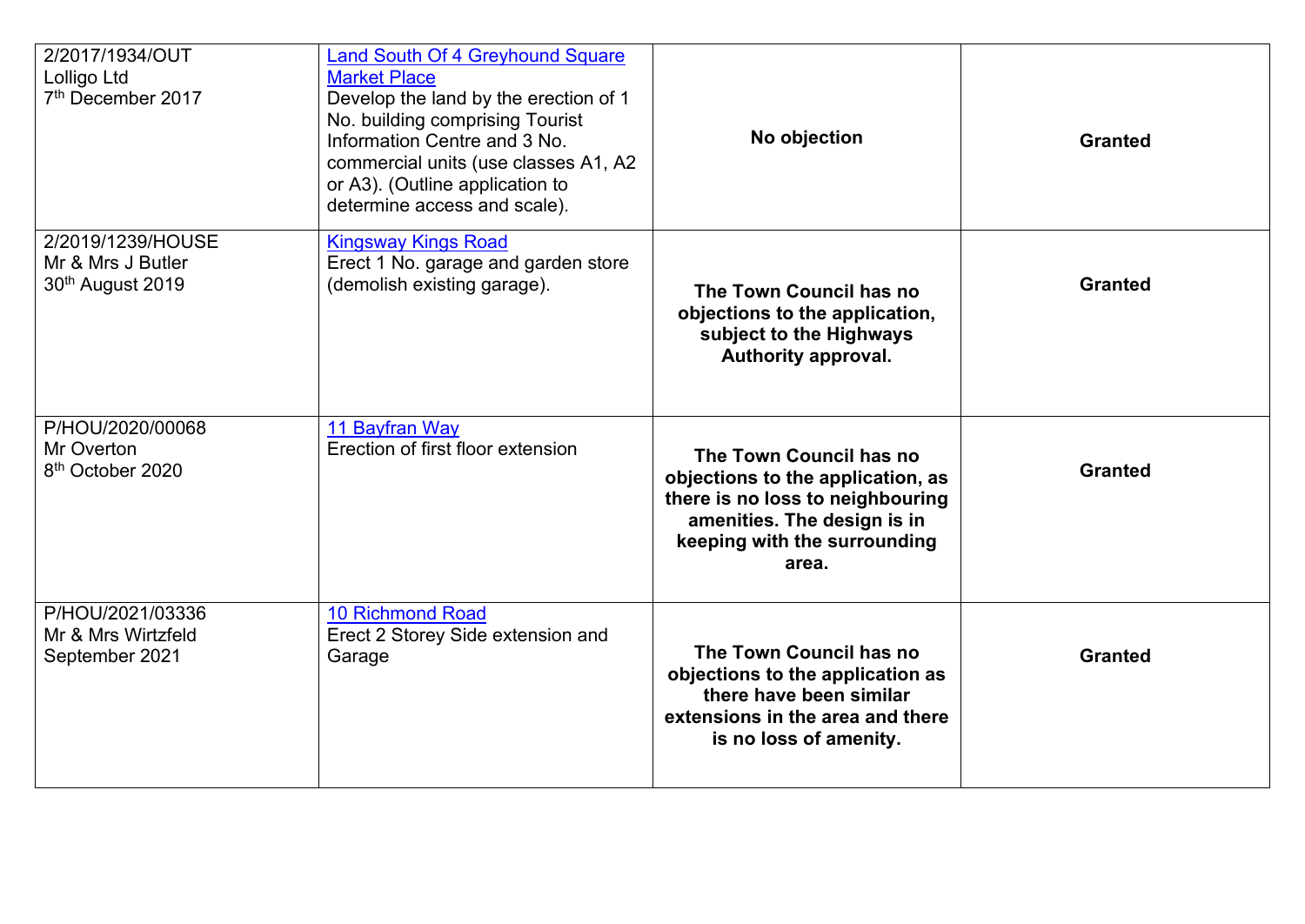| | | | |
|---|---|---|---|
| 2/2017/1934/OUT<br>Lolligo Ltd<br>7th December 2017 | Land South Of 4 Greyhound Square Market Place<br>Develop the land by the erection of 1 No. building comprising Tourist Information Centre and 3 No. commercial units (use classes A1, A2 or A3). (Outline application to determine access and scale). | **No objection** | **Granted** |
| 2/2019/1239/HOUSE<br>Mr & Mrs J Butler<br>30th August 2019 | Kingsway Kings Road<br>Erect 1 No. garage and garden store (demolish existing garage). | **The Town Council has no objections to the application, subject to the Highways Authority approval.** | **Granted** |
| P/HOU/2020/00068<br>Mr Overton<br>8th October 2020 | 11 Bayfran Way<br>Erection of first floor extension | **The Town Council has no objections to the application, as there is no loss to neighbouring amenities. The design is in keeping with the surrounding area.** | **Granted** |
| P/HOU/2021/03336<br>Mr & Mrs Wirtzfeld<br>September 2021 | 10 Richmond Road<br>Erect 2 Storey Side extension and Garage | **The Town Council has no objections to the application as there have been similar extensions in the area and there is no loss of amenity.** | **Granted** |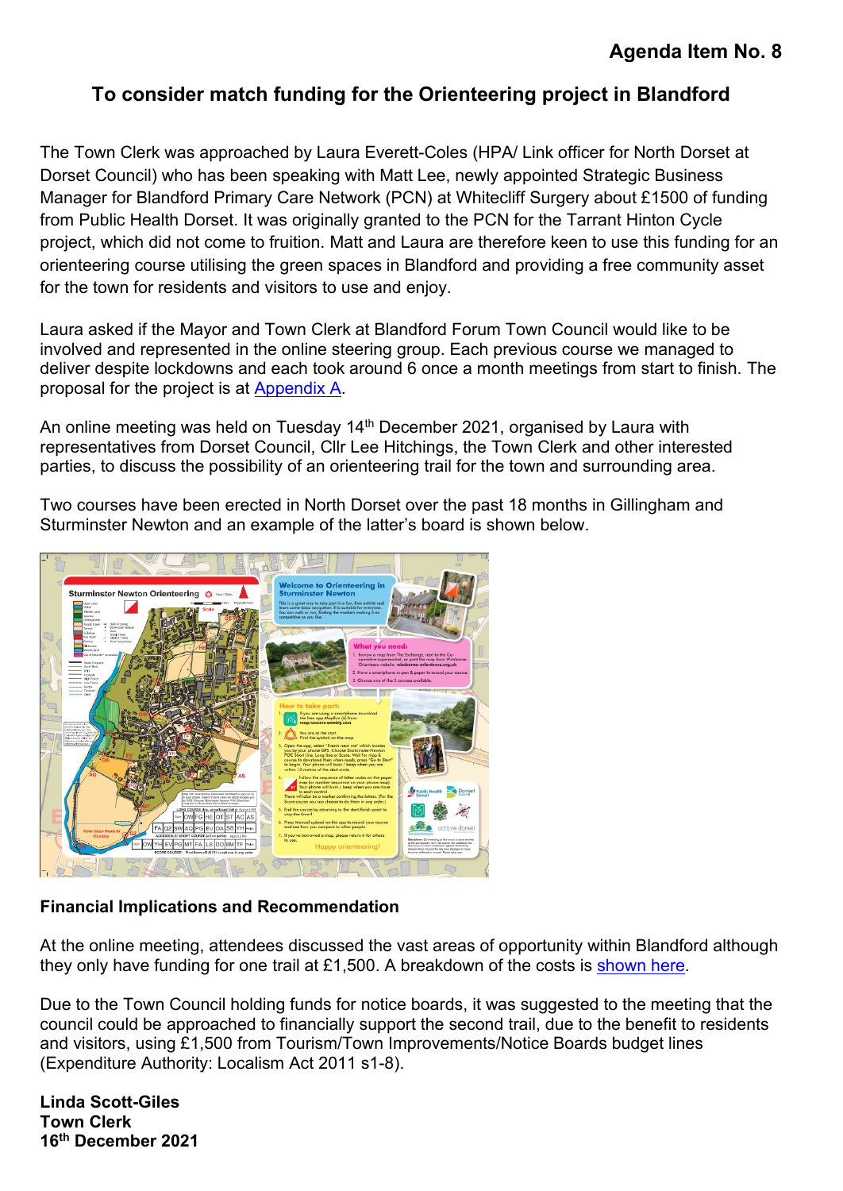**Agenda Item No. 8**

## To consider match funding for the Orienteering project in Blandford

The Town Clerk was approached by Laura Everett-Coles (HPA/ Link officer for North Dorset at Dorset Council) who has been speaking with Matt Lee, newly appointed Strategic Business Manager for Blandford Primary Care Network (PCN) at Whitecliff Surgery about £1500 of funding from Public Health Dorset. It was originally granted to the PCN for the Tarrant Hinton Cycle project, which did not come to fruition. Matt and Laura are therefore keen to use this funding for an orienteering course utilising the green spaces in Blandford and providing a free community asset for the town for residents and visitors to use and enjoy.

Laura asked if the Mayor and Town Clerk at Blandford Forum Town Council would like to be involved and represented in the online steering group. Each previous course we managed to deliver despite lockdowns and each took around 6 once a month meetings from start to finish. The proposal for the project is at Appendix A.

An online meeting was held on Tuesday 14th December 2021, organised by Laura with representatives from Dorset Council, Cllr Lee Hitchings, the Town Clerk and other interested parties, to discuss the possibility of an orienteering trail for the town and surrounding area.

Two courses have been erected in North Dorset over the past 18 months in Gillingham and Sturminster Newton and an example of the latter's board is shown below.

**Financial Implications and Recommendation**

At the online meeting, attendees discussed the vast areas of opportunity within Blandford although they only have funding for one trail at £1,500. A breakdown of the costs is shown here.

Due to the Town Council holding funds for notice boards, it was suggested to the meeting that the council could be approached to financially support the second trail, due to the benefit to residents and visitors, using £1,500 from Tourism/Town Improvements/Notice Boards budget lines (Expenditure Authority: Localism Act 2011 s1-8).

**Linda Scott-Giles**
**Town Clerk**
**16th December 2021**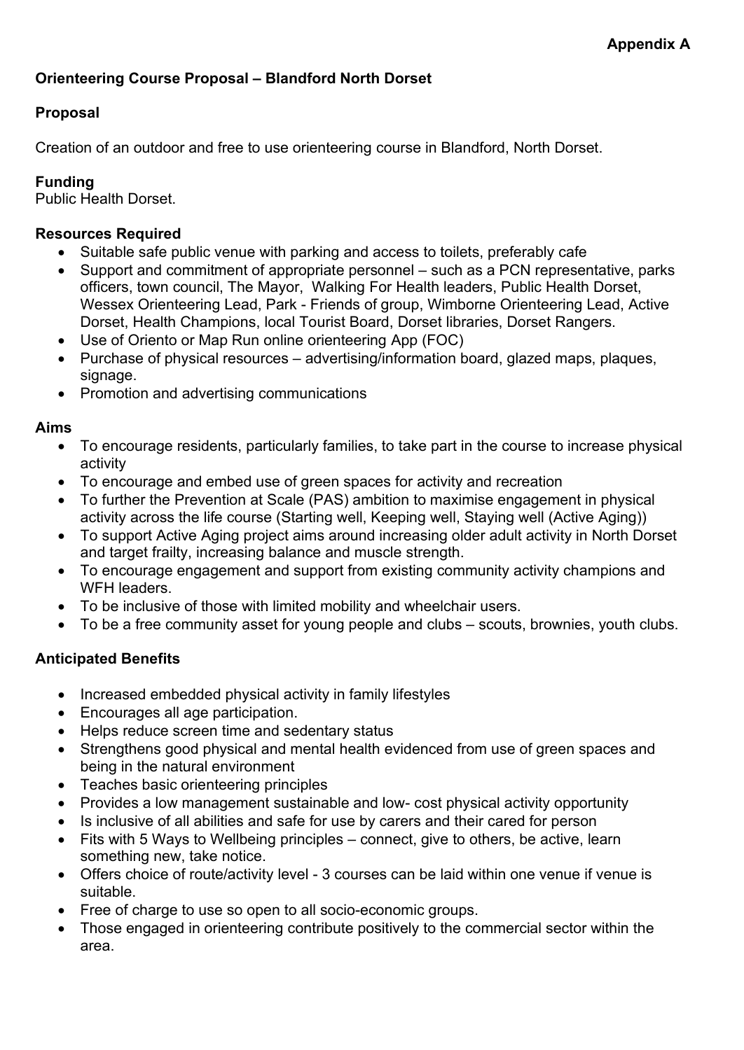**Appendix A**

## Orienteering Course Proposal – Blandford North Dorset

### Proposal

Creation of an outdoor and free to use orienteering course in Blandford, North Dorset.

### Funding

Public Health Dorset.

### Resources Required

- Suitable safe public venue with parking and access to toilets, preferably cafe
- Support and commitment of appropriate personnel – such as a PCN representative, parks officers, town council, The Mayor, Walking For Health leaders, Public Health Dorset, Wessex Orienteering Lead, Park - Friends of group, Wimborne Orienteering Lead, Active Dorset, Health Champions, local Tourist Board, Dorset libraries, Dorset Rangers.
- Use of Oriento or Map Run online orienteering App (FOC)
- Purchase of physical resources – advertising/information board, glazed maps, plaques, signage.
- Promotion and advertising communications

### Aims

- To encourage residents, particularly families, to take part in the course to increase physical activity
- To encourage and embed use of green spaces for activity and recreation
- To further the Prevention at Scale (PAS) ambition to maximise engagement in physical activity across the life course (Starting well, Keeping well, Staying well (Active Aging))
- To support Active Aging project aims around increasing older adult activity in North Dorset and target frailty, increasing balance and muscle strength.
- To encourage engagement and support from existing community activity champions and WFH leaders.
- To be inclusive of those with limited mobility and wheelchair users.
- To be a free community asset for young people and clubs – scouts, brownies, youth clubs.

### Anticipated Benefits

- Increased embedded physical activity in family lifestyles
- Encourages all age participation.
- Helps reduce screen time and sedentary status
- Strengthens good physical and mental health evidenced from use of green spaces and being in the natural environment
- Teaches basic orienteering principles
- Provides a low management sustainable and low- cost physical activity opportunity
- Is inclusive of all abilities and safe for use by carers and their cared for person
- Fits with 5 Ways to Wellbeing principles – connect, give to others, be active, learn something new, take notice.
- Offers choice of route/activity level - 3 courses can be laid within one venue if venue is suitable.
- Free of charge to use so open to all socio-economic groups.
- Those engaged in orienteering contribute positively to the commercial sector within the area.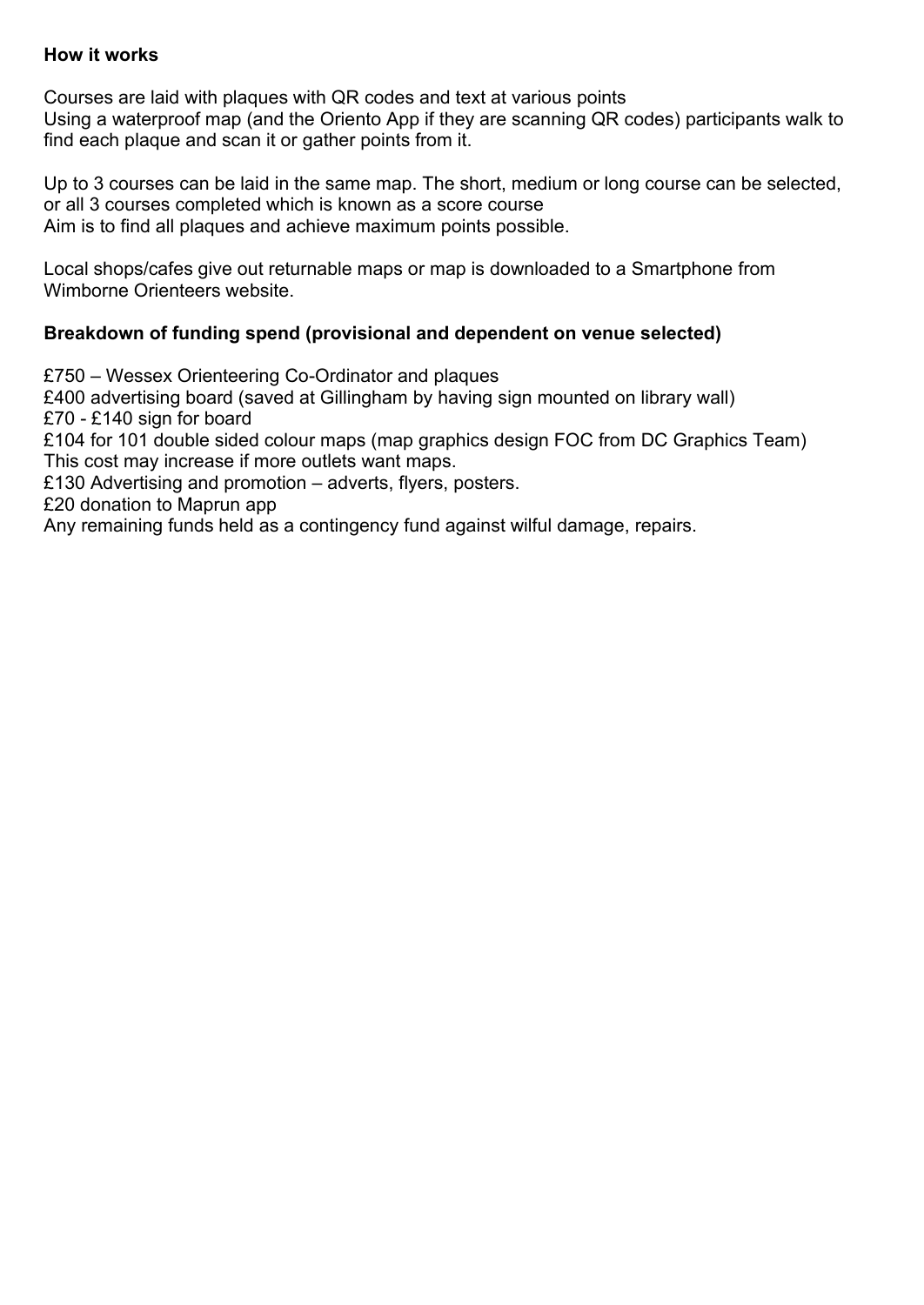**How it works**

Courses are laid with plaques with QR codes and text at various points
Using a waterproof map (and the Oriento App if they are scanning QR codes) participants walk to find each plaque and scan it or gather points from it.

Up to 3 courses can be laid in the same map. The short, medium or long course can be selected, or all 3 courses completed which is known as a score course
Aim is to find all plaques and achieve maximum points possible.

Local shops/cafes give out returnable maps or map is downloaded to a Smartphone from Wimborne Orienteers website.

**Breakdown of funding spend (provisional and dependent on venue selected)**

£750 – Wessex Orienteering Co-Ordinator and plaques
£400 advertising board (saved at Gillingham by having sign mounted on library wall)
£70 - £140 sign for board
£104 for 101 double sided colour maps (map graphics design FOC from DC Graphics Team)
This cost may increase if more outlets want maps.
£130 Advertising and promotion – adverts, flyers, posters.
£20 donation to Maprun app
Any remaining funds held as a contingency fund against wilful damage, repairs.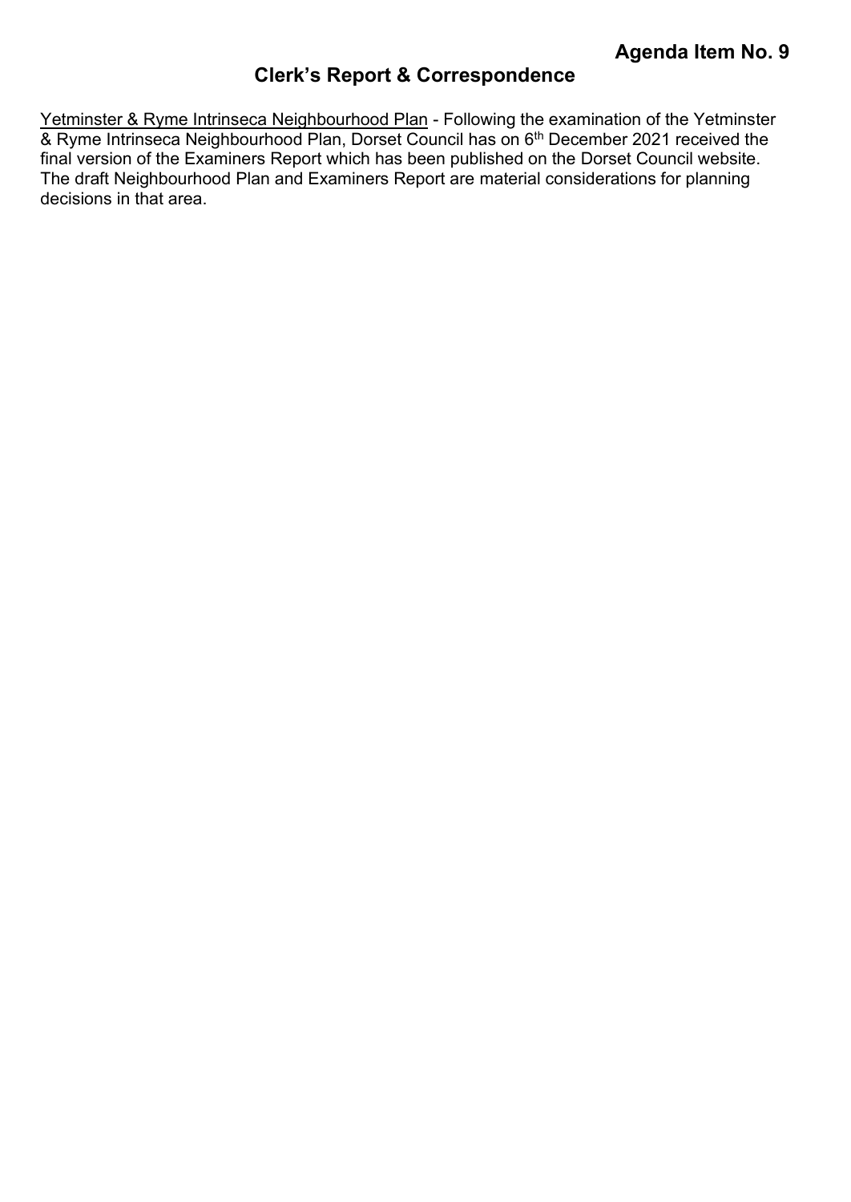**Agenda Item No. 9**

## Clerk's Report & Correspondence

Yetminster & Ryme Intrinseca Neighbourhood Plan - Following the examination of the Yetminster & Ryme Intrinseca Neighbourhood Plan, Dorset Council has on 6th December 2021 received the final version of the Examiners Report which has been published on the Dorset Council website. The draft Neighbourhood Plan and Examiners Report are material considerations for planning decisions in that area.